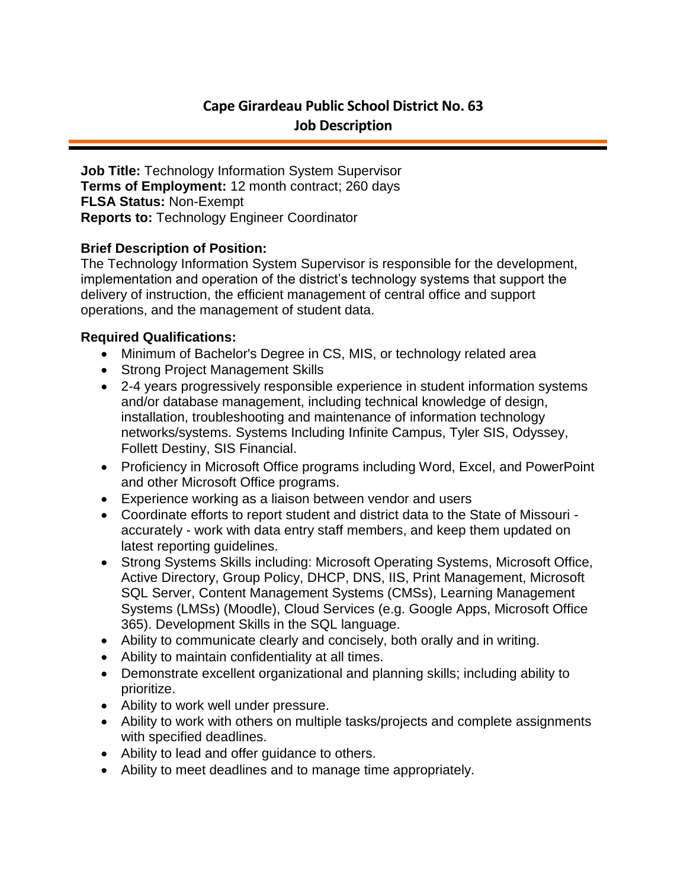# Cape Girardeau Public School District No. 63
## Job Description

**Job Title:** Technology Information System Supervisor
**Terms of Employment:** 12 month contract; 260 days
**FLSA Status:** Non-Exempt
**Reports to:** Technology Engineer Coordinator

### Brief Description of Position:

The Technology Information System Supervisor is responsible for the development, implementation and operation of the district's technology systems that support the delivery of instruction, the efficient management of central office and support operations, and the management of student data.

### Required Qualifications:

- Minimum of Bachelor's Degree in CS, MIS, or technology related area
- Strong Project Management Skills
- 2-4 years progressively responsible experience in student information systems and/or database management, including technical knowledge of design, installation, troubleshooting and maintenance of information technology networks/systems. Systems Including Infinite Campus, Tyler SIS, Odyssey, Follett Destiny, SIS Financial.
- Proficiency in Microsoft Office programs including Word, Excel, and PowerPoint and other Microsoft Office programs.
- Experience working as a liaison between vendor and users
- Coordinate efforts to report student and district data to the State of Missouri - accurately - work with data entry staff members, and keep them updated on latest reporting guidelines.
- Strong Systems Skills including: Microsoft Operating Systems, Microsoft Office, Active Directory, Group Policy, DHCP, DNS, IIS, Print Management, Microsoft SQL Server, Content Management Systems (CMSs), Learning Management Systems (LMSs) (Moodle), Cloud Services (e.g. Google Apps, Microsoft Office 365). Development Skills in the SQL language.
- Ability to communicate clearly and concisely, both orally and in writing.
- Ability to maintain confidentiality at all times.
- Demonstrate excellent organizational and planning skills; including ability to prioritize.
- Ability to work well under pressure.
- Ability to work with others on multiple tasks/projects and complete assignments with specified deadlines.
- Ability to lead and offer guidance to others.
- Ability to meet deadlines and to manage time appropriately.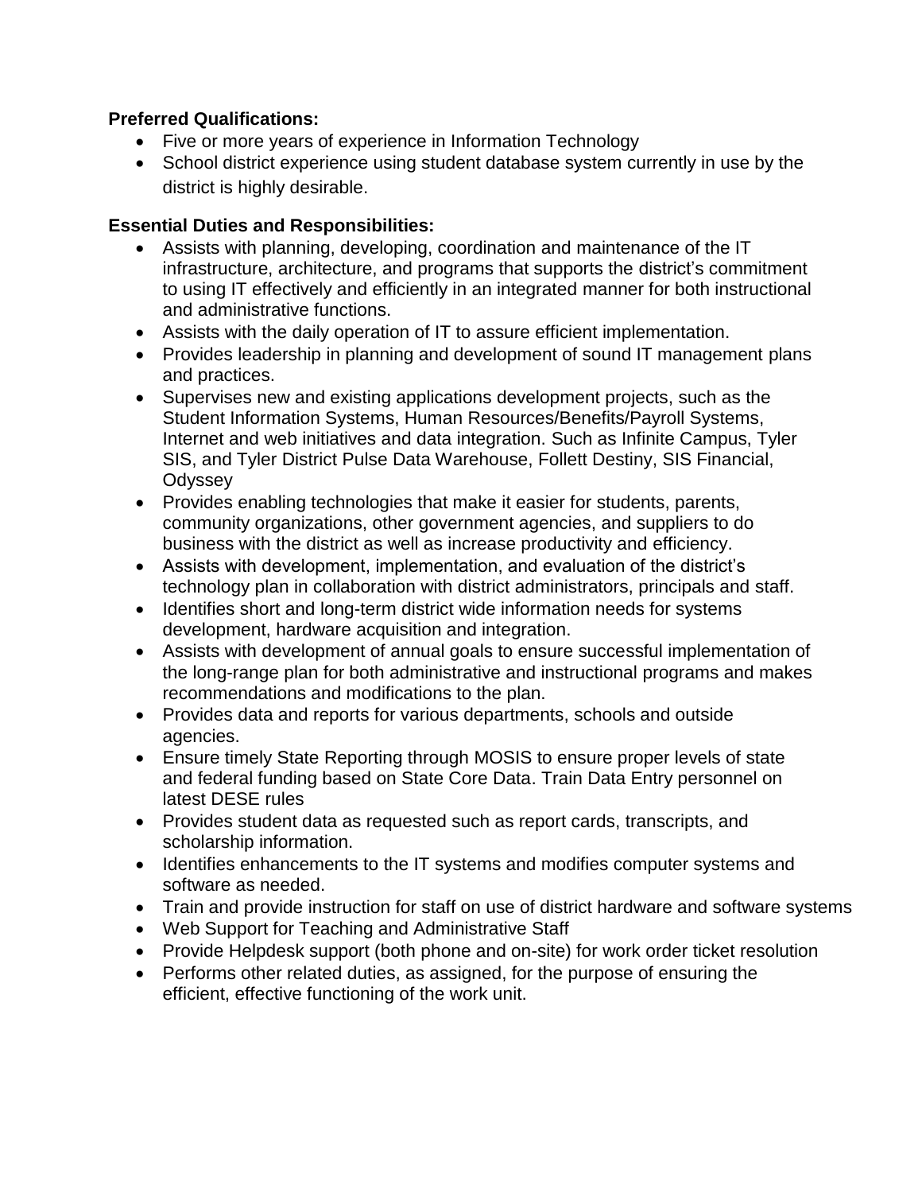**Preferred Qualifications:**

- Five or more years of experience in Information Technology
- School district experience using student database system currently in use by the district is highly desirable.

**Essential Duties and Responsibilities:**

- Assists with planning, developing, coordination and maintenance of the IT infrastructure, architecture, and programs that supports the district's commitment to using IT effectively and efficiently in an integrated manner for both instructional and administrative functions.
- Assists with the daily operation of IT to assure efficient implementation.
- Provides leadership in planning and development of sound IT management plans and practices.
- Supervises new and existing applications development projects, such as the Student Information Systems, Human Resources/Benefits/Payroll Systems, Internet and web initiatives and data integration. Such as Infinite Campus, Tyler SIS, and Tyler District Pulse Data Warehouse, Follett Destiny, SIS Financial, Odyssey
- Provides enabling technologies that make it easier for students, parents, community organizations, other government agencies, and suppliers to do business with the district as well as increase productivity and efficiency.
- Assists with development, implementation, and evaluation of the district's technology plan in collaboration with district administrators, principals and staff.
- Identifies short and long-term district wide information needs for systems development, hardware acquisition and integration.
- Assists with development of annual goals to ensure successful implementation of the long-range plan for both administrative and instructional programs and makes recommendations and modifications to the plan.
- Provides data and reports for various departments, schools and outside agencies.
- Ensure timely State Reporting through MOSIS to ensure proper levels of state and federal funding based on State Core Data. Train Data Entry personnel on latest DESE rules
- Provides student data as requested such as report cards, transcripts, and scholarship information.
- Identifies enhancements to the IT systems and modifies computer systems and software as needed.
- Train and provide instruction for staff on use of district hardware and software systems
- Web Support for Teaching and Administrative Staff
- Provide Helpdesk support (both phone and on-site) for work order ticket resolution
- Performs other related duties, as assigned, for the purpose of ensuring the efficient, effective functioning of the work unit.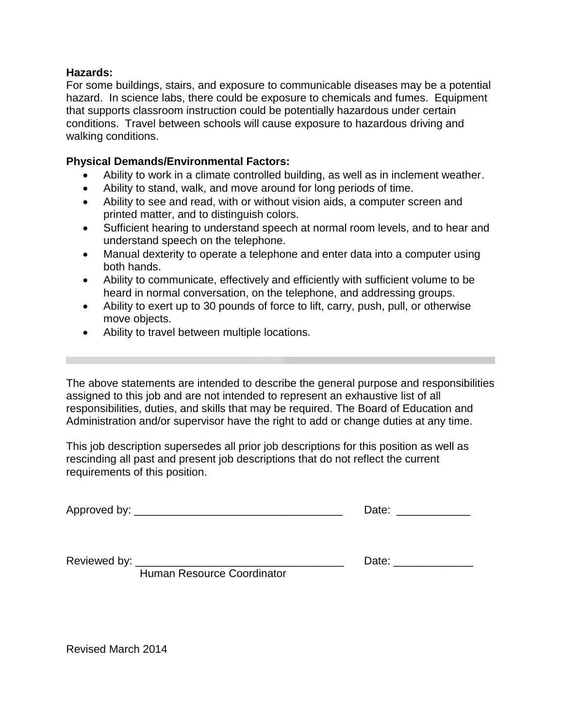**Hazards:**
For some buildings, stairs, and exposure to communicable diseases may be a potential hazard. In science labs, there could be exposure to chemicals and fumes. Equipment that supports classroom instruction could be potentially hazardous under certain conditions. Travel between schools will cause exposure to hazardous driving and walking conditions.

**Physical Demands/Environmental Factors:**

- Ability to work in a climate controlled building, as well as in inclement weather.
- Ability to stand, walk, and move around for long periods of time.
- Ability to see and read, with or without vision aids, a computer screen and printed matter, and to distinguish colors.
- Sufficient hearing to understand speech at normal room levels, and to hear and understand speech on the telephone.
- Manual dexterity to operate a telephone and enter data into a computer using both hands.
- Ability to communicate, effectively and efficiently with sufficient volume to be heard in normal conversation, on the telephone, and addressing groups.
- Ability to exert up to 30 pounds of force to lift, carry, push, pull, or otherwise move objects.
- Ability to travel between multiple locations.

---

The above statements are intended to describe the general purpose and responsibilities assigned to this job and are not intended to represent an exhaustive list of all responsibilities, duties, and skills that may be required. The Board of Education and Administration and/or supervisor have the right to add or change duties at any time.

This job description supersedes all prior job descriptions for this position as well as rescinding all past and present job descriptions that do not reflect the current requirements of this position.

Approved by: __________________________________ Date: ____________

Reviewed by: __________________________________ Date: _____________
Human Resource Coordinator

Revised March 2014